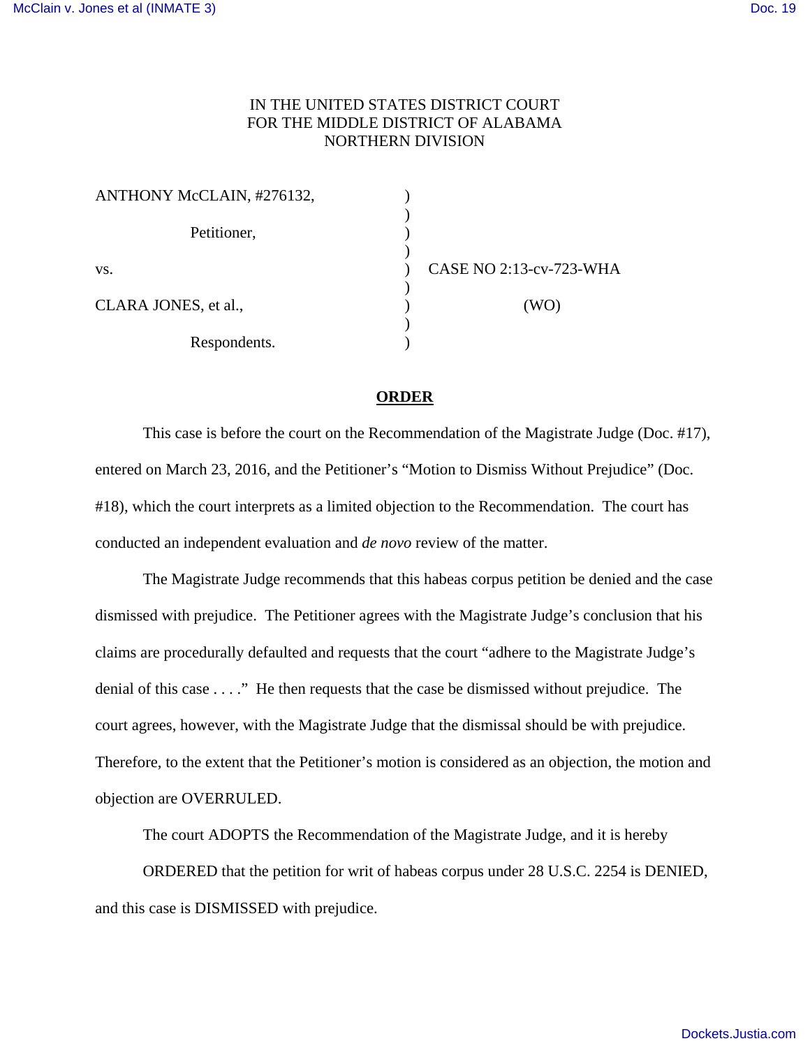IN THE UNITED STATES DISTRICT COURT
FOR THE MIDDLE DISTRICT OF ALABAMA
NORTHERN DIVISION

| | | |
|---|---|---|
| ANTHONY McCLAIN, #276132, | ) | |
| Petitioner, | ) | |
| vs. | ) | CASE NO 2:13-cv-723-WHA |
| CLARA JONES, et al., | ) | (WO) |
| Respondents. | ) | |

## ORDER

This case is before the court on the Recommendation of the Magistrate Judge (Doc. #17), entered on March 23, 2016, and the Petitioner's "Motion to Dismiss Without Prejudice" (Doc. #18), which the court interprets as a limited objection to the Recommendation. The court has conducted an independent evaluation and *de novo* review of the matter.

The Magistrate Judge recommends that this habeas corpus petition be denied and the case dismissed with prejudice. The Petitioner agrees with the Magistrate Judge's conclusion that his claims are procedurally defaulted and requests that the court "adhere to the Magistrate Judge's denial of this case . . . ." He then requests that the case be dismissed without prejudice. The court agrees, however, with the Magistrate Judge that the dismissal should be with prejudice. Therefore, to the extent that the Petitioner's motion is considered as an objection, the motion and objection are OVERRULED.

The court ADOPTS the Recommendation of the Magistrate Judge, and it is hereby

ORDERED that the petition for writ of habeas corpus under 28 U.S.C. 2254 is DENIED, and this case is DISMISSED with prejudice.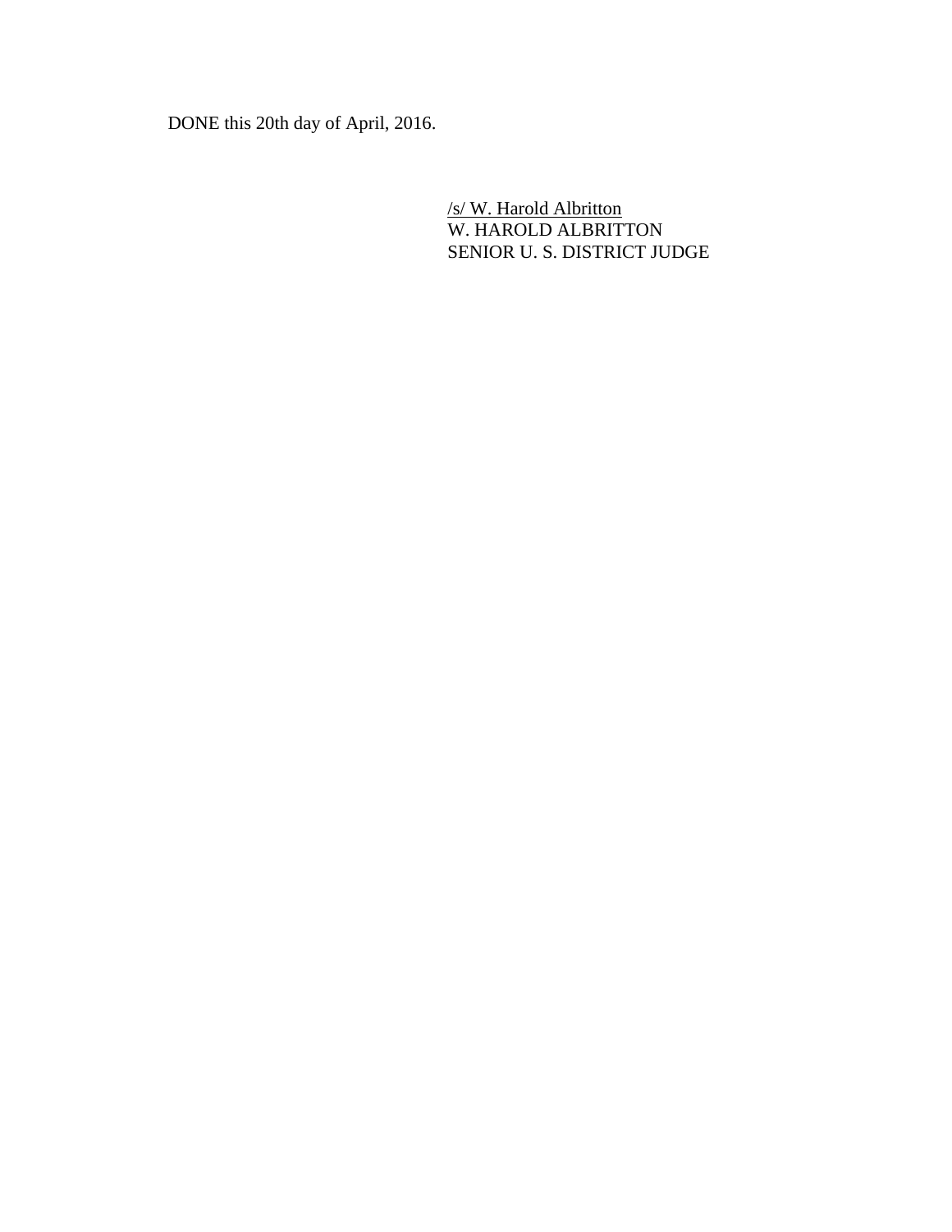DONE this 20th day of April, 2016.

/s/ W. Harold Albritton
W. HAROLD ALBRITTON
SENIOR U. S. DISTRICT JUDGE